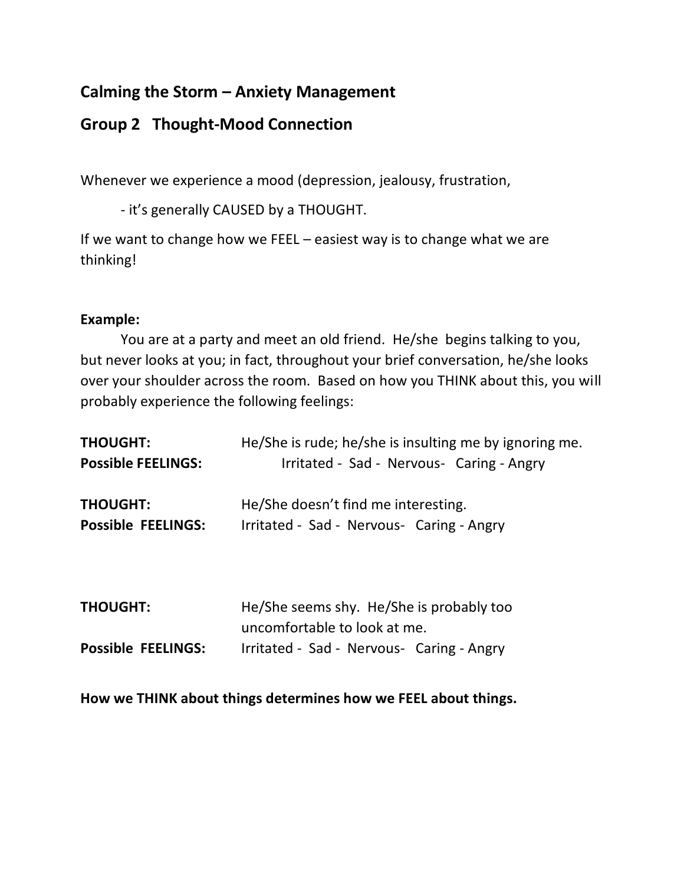## Calming the Storm – Anxiety Management

## Group 2 Thought-Mood Connection

Whenever we experience a mood (depression, jealousy, frustration,

- it's generally CAUSED by a THOUGHT.

If we want to change how we FEEL – easiest way is to change what we are thinking!

**Example:**

You are at a party and meet an old friend. He/she begins talking to you, but never looks at you; in fact, throughout your brief conversation, he/she looks over your shoulder across the room. Based on how you THINK about this, you will probably experience the following feelings:

**THOUGHT:** He/She is rude; he/she is insulting me by ignoring me.
**Possible FEELINGS:** Irritated - Sad - Nervous- Caring - Angry

**THOUGHT:** He/She doesn't find me interesting.
**Possible FEELINGS:** Irritated - Sad - Nervous- Caring - Angry

**THOUGHT:** He/She seems shy. He/She is probably too uncomfortable to look at me.
**Possible FEELINGS:** Irritated - Sad - Nervous- Caring - Angry

**How we THINK about things determines how we FEEL about things.**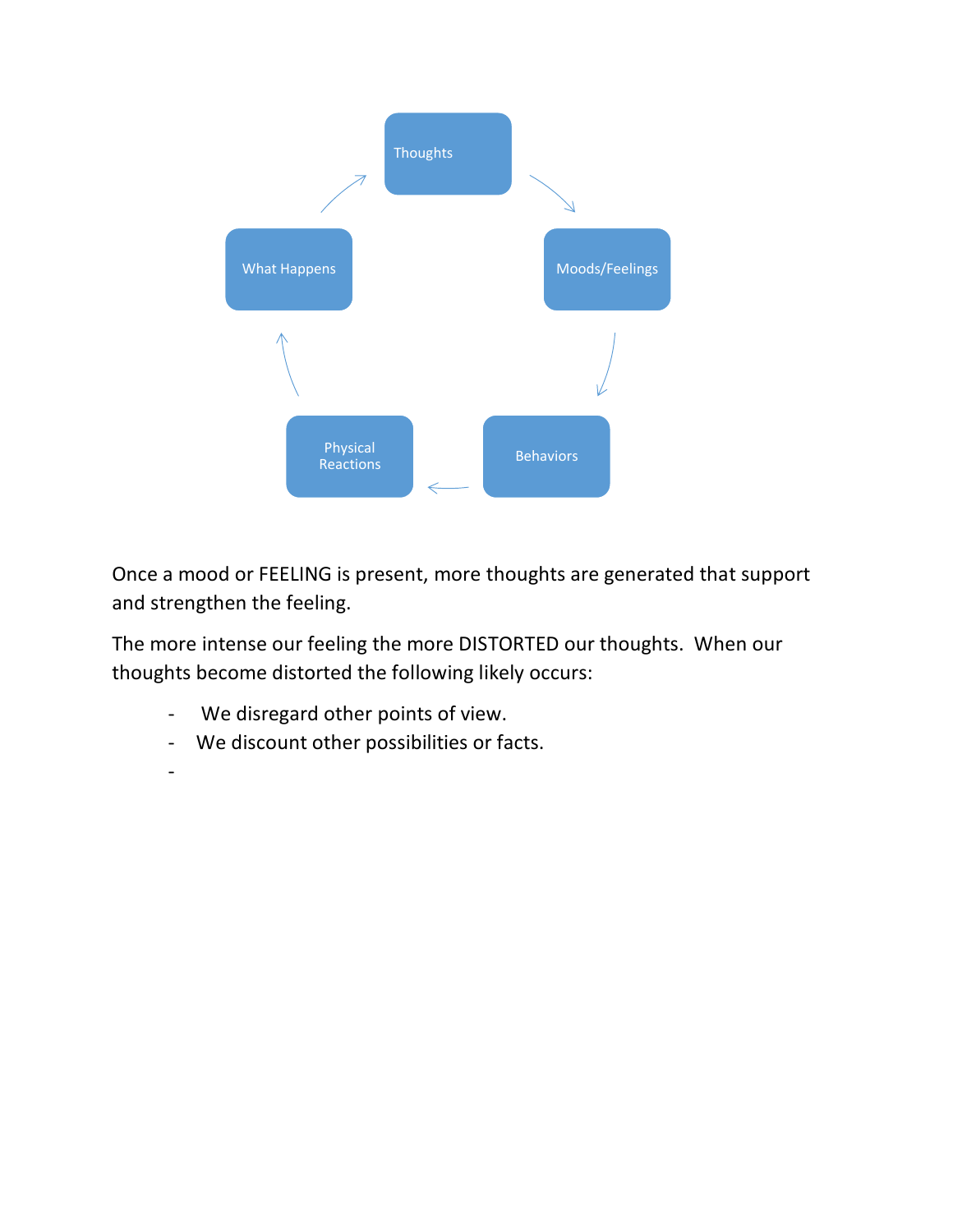Thoughts

Moods/Feelings

Behaviors

Physical Reactions

What Happens

Once a mood or FEELING is present, more thoughts are generated that support and strengthen the feeling.

The more intense our feeling the more DISTORTED our thoughts. When our thoughts become distorted the following likely occurs:

- We disregard other points of view.
- We discount other possibilities or facts.
-